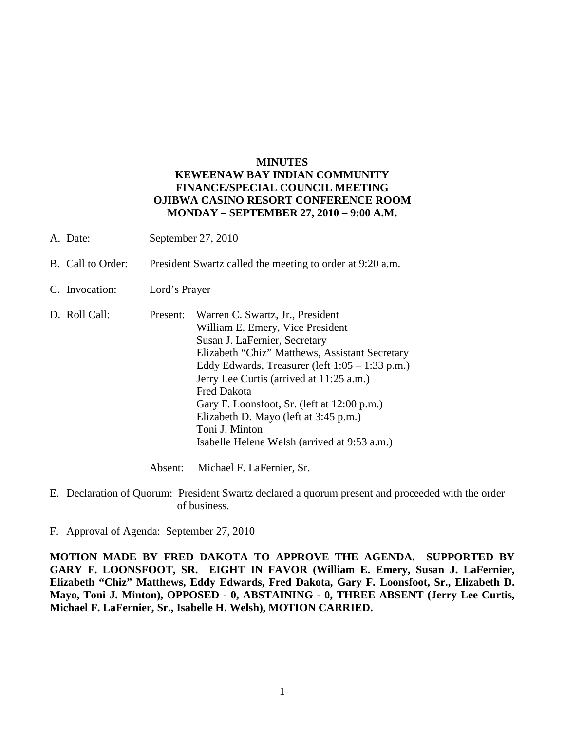**MINUTES**
**KEWEENAW BAY INDIAN COMMUNITY**
**FINANCE/SPECIAL COUNCIL MEETING**
**OJIBWA CASINO RESORT CONFERENCE ROOM**
**MONDAY – SEPTEMBER 27, 2010 – 9:00 A.M.**

A. Date: September 27, 2010

B. Call to Order: President Swartz called the meeting to order at 9:20 a.m.

C. Invocation: Lord's Prayer

D. Roll Call:

Present:
- Warren C. Swartz, Jr., President
- William E. Emery, Vice President
- Susan J. LaFernier, Secretary
- Elizabeth "Chiz" Matthews, Assistant Secretary
- Eddy Edwards, Treasurer (left 1:05 – 1:33 p.m.)
- Jerry Lee Curtis (arrived at 11:25 a.m.)
- Fred Dakota
- Gary F. Loonsfoot, Sr. (left at 12:00 p.m.)
- Elizabeth D. Mayo (left at 3:45 p.m.)
- Toni J. Minton
- Isabelle Helene Welsh (arrived at 9:53 a.m.)

Absent: Michael F. LaFernier, Sr.

E. Declaration of Quorum: President Swartz declared a quorum present and proceeded with the order of business.

F. Approval of Agenda: September 27, 2010

**MOTION MADE BY FRED DAKOTA TO APPROVE THE AGENDA. SUPPORTED BY GARY F. LOONSFOOT, SR. EIGHT IN FAVOR (William E. Emery, Susan J. LaFernier, Elizabeth "Chiz" Matthews, Eddy Edwards, Fred Dakota, Gary F. Loonsfoot, Sr., Elizabeth D. Mayo, Toni J. Minton), OPPOSED - 0, ABSTAINING - 0, THREE ABSENT (Jerry Lee Curtis, Michael F. LaFernier, Sr., Isabelle H. Welsh), MOTION CARRIED.**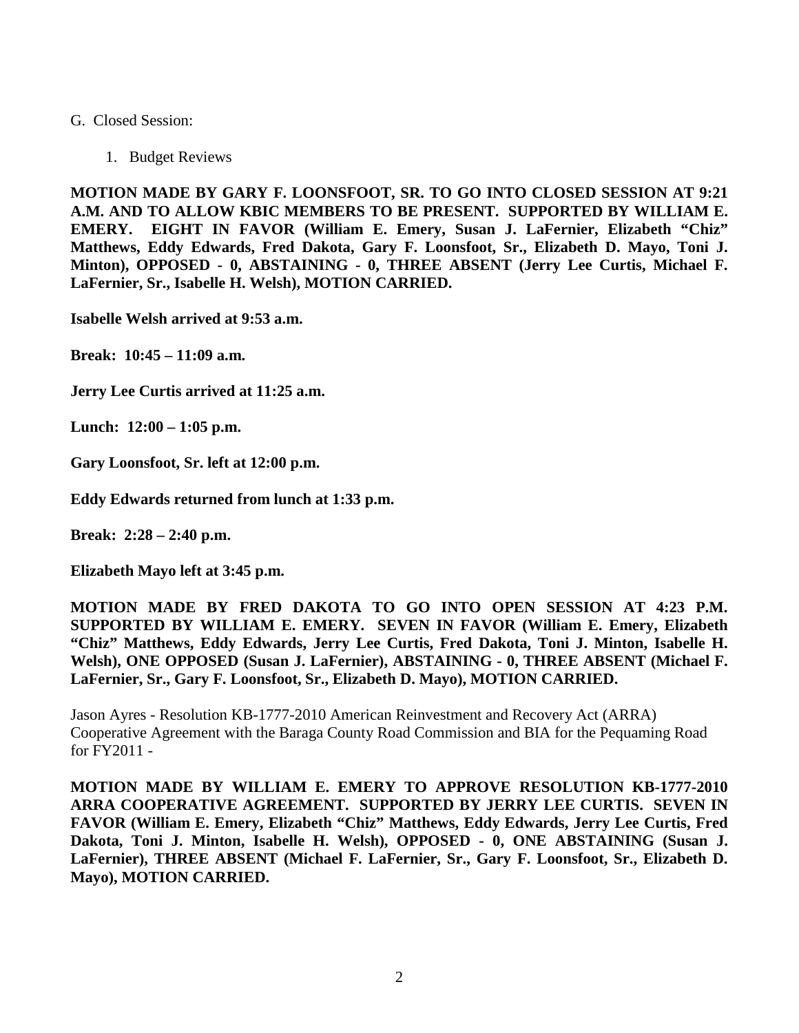G. Closed Session:

1. Budget Reviews

**MOTION MADE BY GARY F. LOONSFOOT, SR. TO GO INTO CLOSED SESSION AT 9:21 A.M. AND TO ALLOW KBIC MEMBERS TO BE PRESENT. SUPPORTED BY WILLIAM E. EMERY. EIGHT IN FAVOR (William E. Emery, Susan J. LaFernier, Elizabeth "Chiz" Matthews, Eddy Edwards, Fred Dakota, Gary F. Loonsfoot, Sr., Elizabeth D. Mayo, Toni J. Minton), OPPOSED - 0, ABSTAINING - 0, THREE ABSENT (Jerry Lee Curtis, Michael F. LaFernier, Sr., Isabelle H. Welsh), MOTION CARRIED.**

**Isabelle Welsh arrived at 9:53 a.m.**

**Break: 10:45 – 11:09 a.m.**

**Jerry Lee Curtis arrived at 11:25 a.m.**

**Lunch: 12:00 – 1:05 p.m.**

**Gary Loonsfoot, Sr. left at 12:00 p.m.**

**Eddy Edwards returned from lunch at 1:33 p.m.**

**Break: 2:28 – 2:40 p.m.**

**Elizabeth Mayo left at 3:45 p.m.**

**MOTION MADE BY FRED DAKOTA TO GO INTO OPEN SESSION AT 4:23 P.M. SUPPORTED BY WILLIAM E. EMERY. SEVEN IN FAVOR (William E. Emery, Elizabeth "Chiz" Matthews, Eddy Edwards, Jerry Lee Curtis, Fred Dakota, Toni J. Minton, Isabelle H. Welsh), ONE OPPOSED (Susan J. LaFernier), ABSTAINING - 0, THREE ABSENT (Michael F. LaFernier, Sr., Gary F. Loonsfoot, Sr., Elizabeth D. Mayo), MOTION CARRIED.**

Jason Ayres - Resolution KB-1777-2010 American Reinvestment and Recovery Act (ARRA) Cooperative Agreement with the Baraga County Road Commission and BIA for the Pequaming Road for FY2011 -

**MOTION MADE BY WILLIAM E. EMERY TO APPROVE RESOLUTION KB-1777-2010 ARRA COOPERATIVE AGREEMENT. SUPPORTED BY JERRY LEE CURTIS. SEVEN IN FAVOR (William E. Emery, Elizabeth "Chiz" Matthews, Eddy Edwards, Jerry Lee Curtis, Fred Dakota, Toni J. Minton, Isabelle H. Welsh), OPPOSED - 0, ONE ABSTAINING (Susan J. LaFernier), THREE ABSENT (Michael F. LaFernier, Sr., Gary F. Loonsfoot, Sr., Elizabeth D. Mayo), MOTION CARRIED.**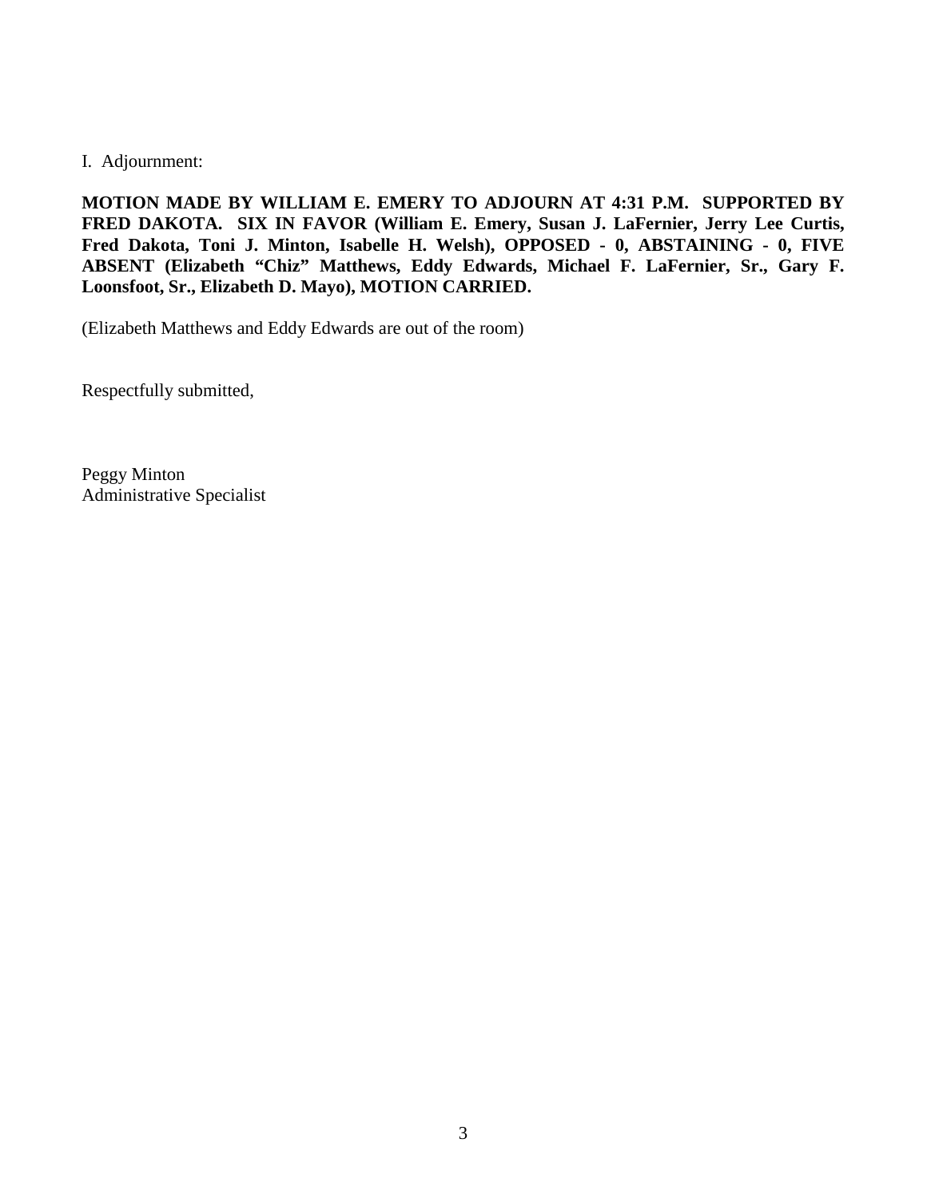I. Adjournment:

**MOTION MADE BY WILLIAM E. EMERY TO ADJOURN AT 4:31 P.M. SUPPORTED BY FRED DAKOTA. SIX IN FAVOR (William E. Emery, Susan J. LaFernier, Jerry Lee Curtis, Fred Dakota, Toni J. Minton, Isabelle H. Welsh), OPPOSED - 0, ABSTAINING - 0, FIVE ABSENT (Elizabeth "Chiz" Matthews, Eddy Edwards, Michael F. LaFernier, Sr., Gary F. Loonsfoot, Sr., Elizabeth D. Mayo), MOTION CARRIED.**

(Elizabeth Matthews and Eddy Edwards are out of the room)

Respectfully submitted,

Peggy Minton
Administrative Specialist